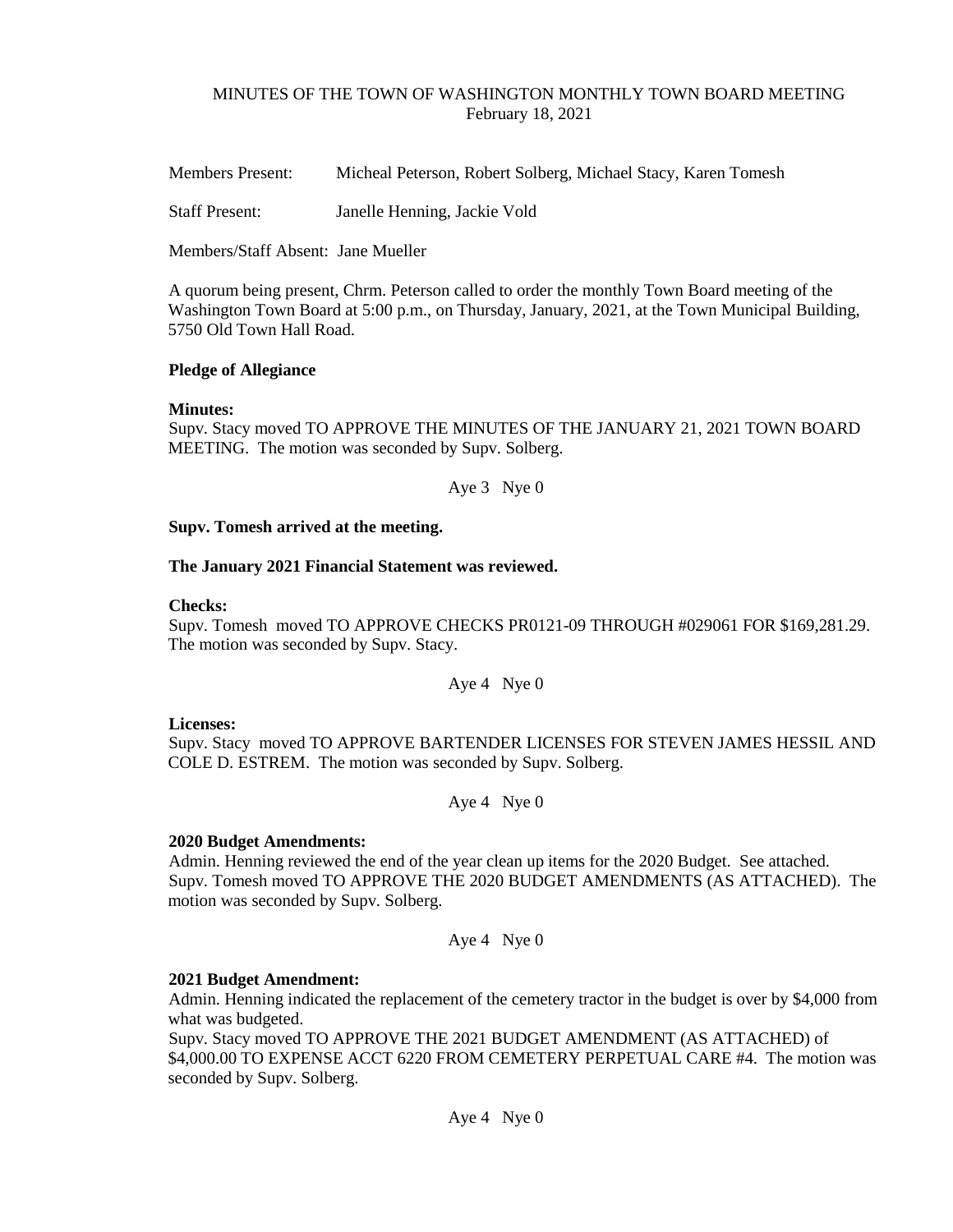# MINUTES OF THE TOWN OF WASHINGTON MONTHLY TOWN BOARD MEETING
February 18, 2021

Members Present: Micheal Peterson, Robert Solberg, Michael Stacy, Karen Tomesh

Staff Present: Janelle Henning, Jackie Vold

Members/Staff Absent: Jane Mueller

A quorum being present, Chrm. Peterson called to order the monthly Town Board meeting of the Washington Town Board at 5:00 p.m., on Thursday, January, 2021, at the Town Municipal Building, 5750 Old Town Hall Road.

**Pledge of Allegiance**

**Minutes:**
Supv. Stacy moved TO APPROVE THE MINUTES OF THE JANUARY 21, 2021 TOWN BOARD MEETING. The motion was seconded by Supv. Solberg.

Aye 3 Nye 0

**Supv. Tomesh arrived at the meeting.**

**The January 2021 Financial Statement was reviewed.**

**Checks:**
Supv. Tomesh moved TO APPROVE CHECKS PR0121-09 THROUGH #029061 FOR $169,281.29. The motion was seconded by Supv. Stacy.

Aye 4 Nye 0

**Licenses:**
Supv. Stacy moved TO APPROVE BARTENDER LICENSES FOR STEVEN JAMES HESSIL AND COLE D. ESTREM. The motion was seconded by Supv. Solberg.

Aye 4 Nye 0

**2020 Budget Amendments:**
Admin. Henning reviewed the end of the year clean up items for the 2020 Budget. See attached. Supv. Tomesh moved TO APPROVE THE 2020 BUDGET AMENDMENTS (AS ATTACHED). The motion was seconded by Supv. Solberg.

Aye 4 Nye 0

**2021 Budget Amendment:**
Admin. Henning indicated the replacement of the cemetery tractor in the budget is over by $4,000 from what was budgeted.
Supv. Stacy moved TO APPROVE THE 2021 BUDGET AMENDMENT (AS ATTACHED) of $4,000.00 TO EXPENSE ACCT 6220 FROM CEMETERY PERPETUAL CARE #4. The motion was seconded by Supv. Solberg.

Aye 4 Nye 0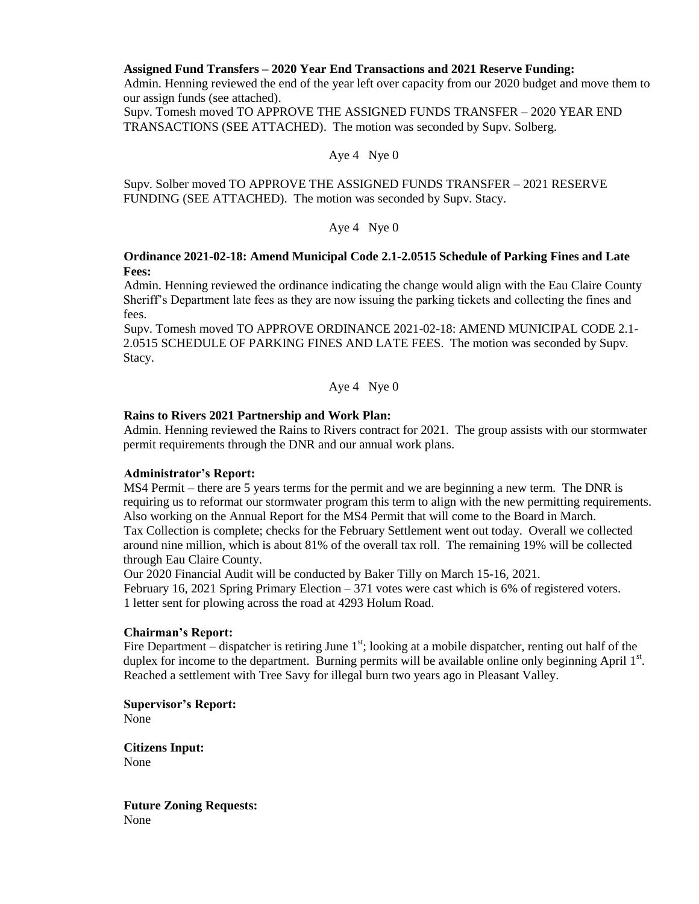**Assigned Fund Transfers – 2020 Year End Transactions and 2021 Reserve Funding:**
Admin. Henning reviewed the end of the year left over capacity from our 2020 budget and move them to our assign funds (see attached).
Supv. Tomesh moved TO APPROVE THE ASSIGNED FUNDS TRANSFER – 2020 YEAR END TRANSACTIONS (SEE ATTACHED). The motion was seconded by Supv. Solberg.

Aye 4 Nye 0

Supv. Solber moved TO APPROVE THE ASSIGNED FUNDS TRANSFER – 2021 RESERVE FUNDING (SEE ATTACHED). The motion was seconded by Supv. Stacy.

Aye 4 Nye 0

**Ordinance 2021-02-18: Amend Municipal Code 2.1-2.0515 Schedule of Parking Fines and Late Fees:**
Admin. Henning reviewed the ordinance indicating the change would align with the Eau Claire County Sheriff's Department late fees as they are now issuing the parking tickets and collecting the fines and fees.
Supv. Tomesh moved TO APPROVE ORDINANCE 2021-02-18: AMEND MUNICIPAL CODE 2.1-2.0515 SCHEDULE OF PARKING FINES AND LATE FEES. The motion was seconded by Supv. Stacy.

Aye 4 Nye 0

**Rains to Rivers 2021 Partnership and Work Plan:**
Admin. Henning reviewed the Rains to Rivers contract for 2021. The group assists with our stormwater permit requirements through the DNR and our annual work plans.

**Administrator's Report:**
MS4 Permit – there are 5 years terms for the permit and we are beginning a new term. The DNR is requiring us to reformat our stormwater program this term to align with the new permitting requirements. Also working on the Annual Report for the MS4 Permit that will come to the Board in March.
Tax Collection is complete; checks for the February Settlement went out today. Overall we collected around nine million, which is about 81% of the overall tax roll. The remaining 19% will be collected through Eau Claire County.
Our 2020 Financial Audit will be conducted by Baker Tilly on March 15-16, 2021.
February 16, 2021 Spring Primary Election – 371 votes were cast which is 6% of registered voters.
1 letter sent for plowing across the road at 4293 Holum Road.

**Chairman's Report:**
Fire Department – dispatcher is retiring June 1st; looking at a mobile dispatcher, renting out half of the duplex for income to the department. Burning permits will be available online only beginning April 1st. Reached a settlement with Tree Savy for illegal burn two years ago in Pleasant Valley.

**Supervisor's Report:**
None

**Citizens Input:**
None

**Future Zoning Requests:**
None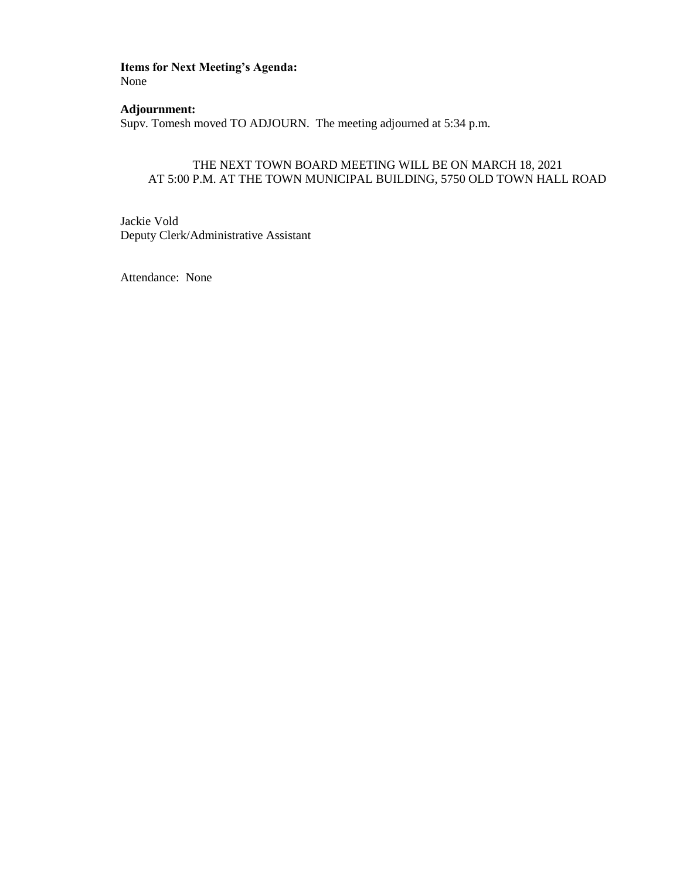**Items for Next Meeting's Agenda:**
None

**Adjournment:**
Supv. Tomesh moved TO ADJOURN. The meeting adjourned at 5:34 p.m.

THE NEXT TOWN BOARD MEETING WILL BE ON MARCH 18, 2021
AT 5:00 P.M. AT THE TOWN MUNICIPAL BUILDING, 5750 OLD TOWN HALL ROAD

Jackie Vold
Deputy Clerk/Administrative Assistant

Attendance: None